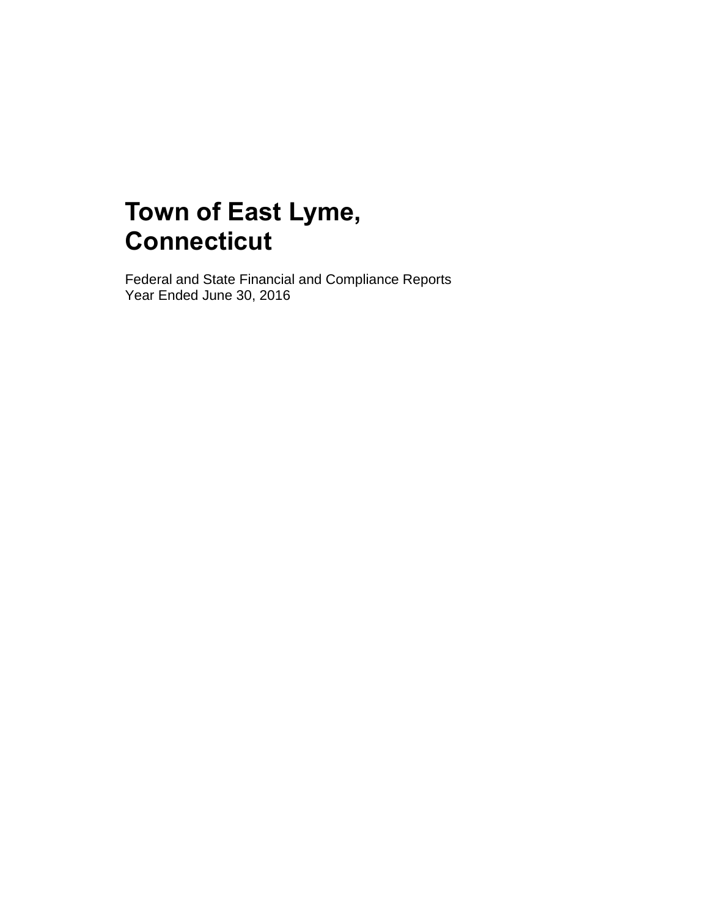# Town of East Lyme, Connecticut

Federal and State Financial and Compliance Reports
Year Ended June 30, 2016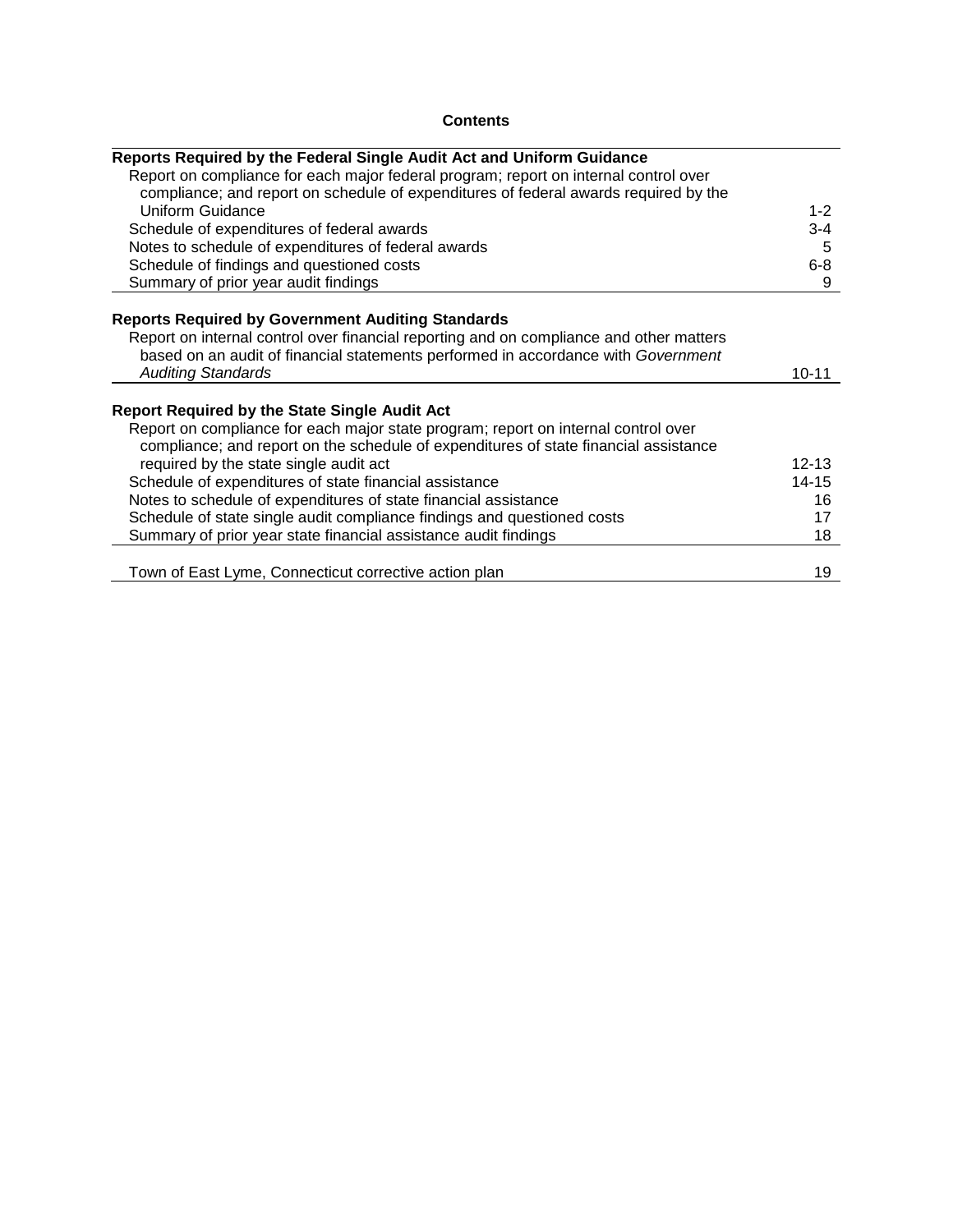# Contents

| | |
|---|---|
| **Reports Required by the Federal Single Audit Act and Uniform Guidance** | |
| Report on compliance for each major federal program; report on internal control over compliance; and report on schedule of expenditures of federal awards required by the Uniform Guidance | 1-2 |
| Schedule of expenditures of federal awards | 3-4 |
| Notes to schedule of expenditures of federal awards | 5 |
| Schedule of findings and questioned costs | 6-8 |
| Summary of prior year audit findings | 9 |
| **Reports Required by Government Auditing Standards** | |
| Report on internal control over financial reporting and on compliance and other matters based on an audit of financial statements performed in accordance with *Government Auditing Standards* | 10-11 |
| **Report Required by the State Single Audit Act** | |
| Report on compliance for each major state program; report on internal control over compliance; and report on the schedule of expenditures of state financial assistance required by the state single audit act | 12-13 |
| Schedule of expenditures of state financial assistance | 14-15 |
| Notes to schedule of expenditures of state financial assistance | 16 |
| Schedule of state single audit compliance findings and questioned costs | 17 |
| Summary of prior year state financial assistance audit findings | 18 |
| Town of East Lyme, Connecticut corrective action plan | 19 |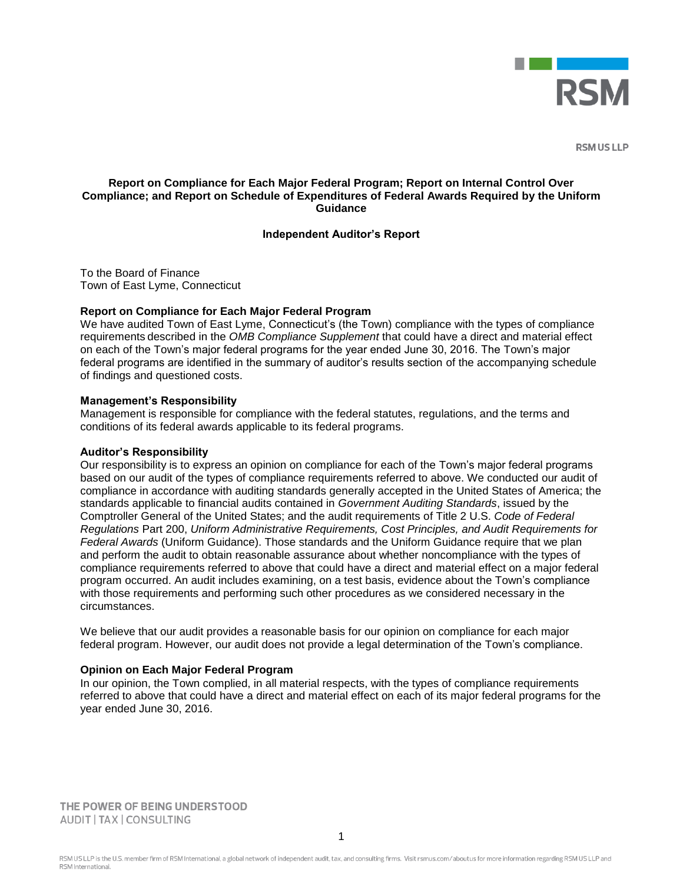RSM US LLP

**Report on Compliance for Each Major Federal Program; Report on Internal Control Over Compliance; and Report on Schedule of Expenditures of Federal Awards Required by the Uniform Guidance**

**Independent Auditor's Report**

To the Board of Finance
Town of East Lyme, Connecticut

**Report on Compliance for Each Major Federal Program**

We have audited Town of East Lyme, Connecticut's (the Town) compliance with the types of compliance requirements described in the *OMB Compliance Supplement* that could have a direct and material effect on each of the Town's major federal programs for the year ended June 30, 2016. The Town's major federal programs are identified in the summary of auditor's results section of the accompanying schedule of findings and questioned costs.

**Management's Responsibility**

Management is responsible for compliance with the federal statutes, regulations, and the terms and conditions of its federal awards applicable to its federal programs.

**Auditor's Responsibility**

Our responsibility is to express an opinion on compliance for each of the Town's major federal programs based on our audit of the types of compliance requirements referred to above. We conducted our audit of compliance in accordance with auditing standards generally accepted in the United States of America; the standards applicable to financial audits contained in *Government Auditing Standards*, issued by the Comptroller General of the United States; and the audit requirements of Title 2 U.S. *Code of Federal Regulations* Part 200, *Uniform Administrative Requirements, Cost Principles, and Audit Requirements for Federal Awards* (Uniform Guidance). Those standards and the Uniform Guidance require that we plan and perform the audit to obtain reasonable assurance about whether noncompliance with the types of compliance requirements referred to above that could have a direct and material effect on a major federal program occurred. An audit includes examining, on a test basis, evidence about the Town's compliance with those requirements and performing such other procedures as we considered necessary in the circumstances.

We believe that our audit provides a reasonable basis for our opinion on compliance for each major federal program. However, our audit does not provide a legal determination of the Town's compliance.

**Opinion on Each Major Federal Program**

In our opinion, the Town complied, in all material respects, with the types of compliance requirements referred to above that could have a direct and material effect on each of its major federal programs for the year ended June 30, 2016.

THE POWER OF BEING UNDERSTOOD
AUDIT | TAX | CONSULTING

RSM US LLP is the U.S. member firm of RSM International, a global network of independent audit, tax, and consulting firms. Visit rsmus.com/aboutus for more information regarding RSM US LLP and RSM International.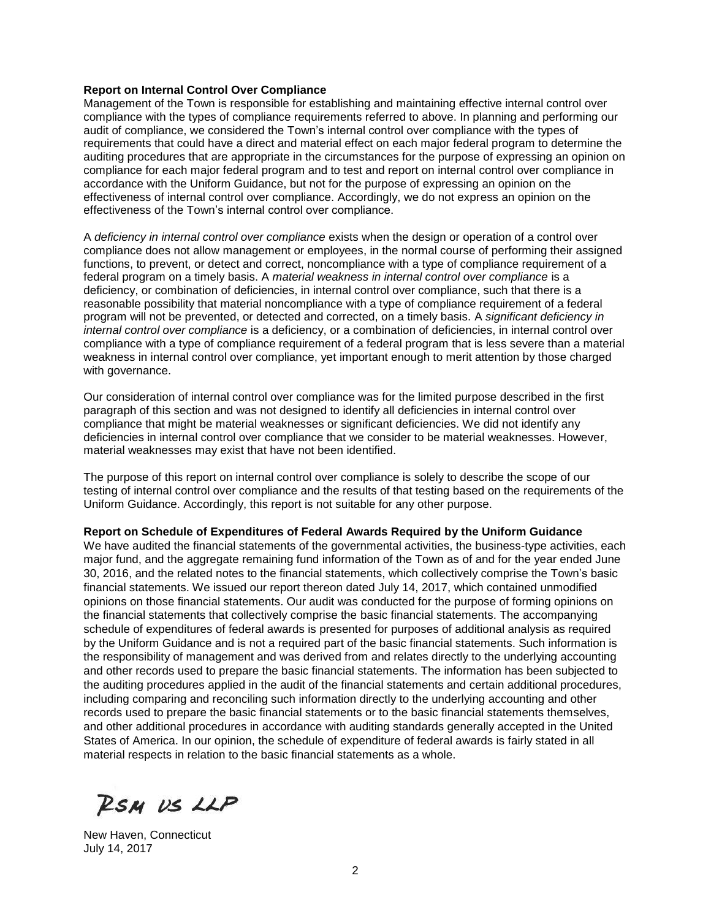**Report on Internal Control Over Compliance**

Management of the Town is responsible for establishing and maintaining effective internal control over compliance with the types of compliance requirements referred to above. In planning and performing our audit of compliance, we considered the Town's internal control over compliance with the types of requirements that could have a direct and material effect on each major federal program to determine the auditing procedures that are appropriate in the circumstances for the purpose of expressing an opinion on compliance for each major federal program and to test and report on internal control over compliance in accordance with the Uniform Guidance, but not for the purpose of expressing an opinion on the effectiveness of internal control over compliance. Accordingly, we do not express an opinion on the effectiveness of the Town's internal control over compliance.

A *deficiency in internal control over compliance* exists when the design or operation of a control over compliance does not allow management or employees, in the normal course of performing their assigned functions, to prevent, or detect and correct, noncompliance with a type of compliance requirement of a federal program on a timely basis. A *material weakness in internal control over compliance* is a deficiency, or combination of deficiencies, in internal control over compliance, such that there is a reasonable possibility that material noncompliance with a type of compliance requirement of a federal program will not be prevented, or detected and corrected, on a timely basis. A *significant deficiency in internal control over compliance* is a deficiency, or a combination of deficiencies, in internal control over compliance with a type of compliance requirement of a federal program that is less severe than a material weakness in internal control over compliance, yet important enough to merit attention by those charged with governance.

Our consideration of internal control over compliance was for the limited purpose described in the first paragraph of this section and was not designed to identify all deficiencies in internal control over compliance that might be material weaknesses or significant deficiencies. We did not identify any deficiencies in internal control over compliance that we consider to be material weaknesses. However, material weaknesses may exist that have not been identified.

The purpose of this report on internal control over compliance is solely to describe the scope of our testing of internal control over compliance and the results of that testing based on the requirements of the Uniform Guidance. Accordingly, this report is not suitable for any other purpose.

**Report on Schedule of Expenditures of Federal Awards Required by the Uniform Guidance**

We have audited the financial statements of the governmental activities, the business-type activities, each major fund, and the aggregate remaining fund information of the Town as of and for the year ended June 30, 2016, and the related notes to the financial statements, which collectively comprise the Town's basic financial statements. We issued our report thereon dated July 14, 2017, which contained unmodified opinions on those financial statements. Our audit was conducted for the purpose of forming opinions on the financial statements that collectively comprise the basic financial statements. The accompanying schedule of expenditures of federal awards is presented for purposes of additional analysis as required by the Uniform Guidance and is not a required part of the basic financial statements. Such information is the responsibility of management and was derived from and relates directly to the underlying accounting and other records used to prepare the basic financial statements. The information has been subjected to the auditing procedures applied in the audit of the financial statements and certain additional procedures, including comparing and reconciling such information directly to the underlying accounting and other records used to prepare the basic financial statements or to the basic financial statements themselves, and other additional procedures in accordance with auditing standards generally accepted in the United States of America. In our opinion, the schedule of expenditure of federal awards is fairly stated in all material respects in relation to the basic financial statements as a whole.

RSM US LLP

New Haven, Connecticut
July 14, 2017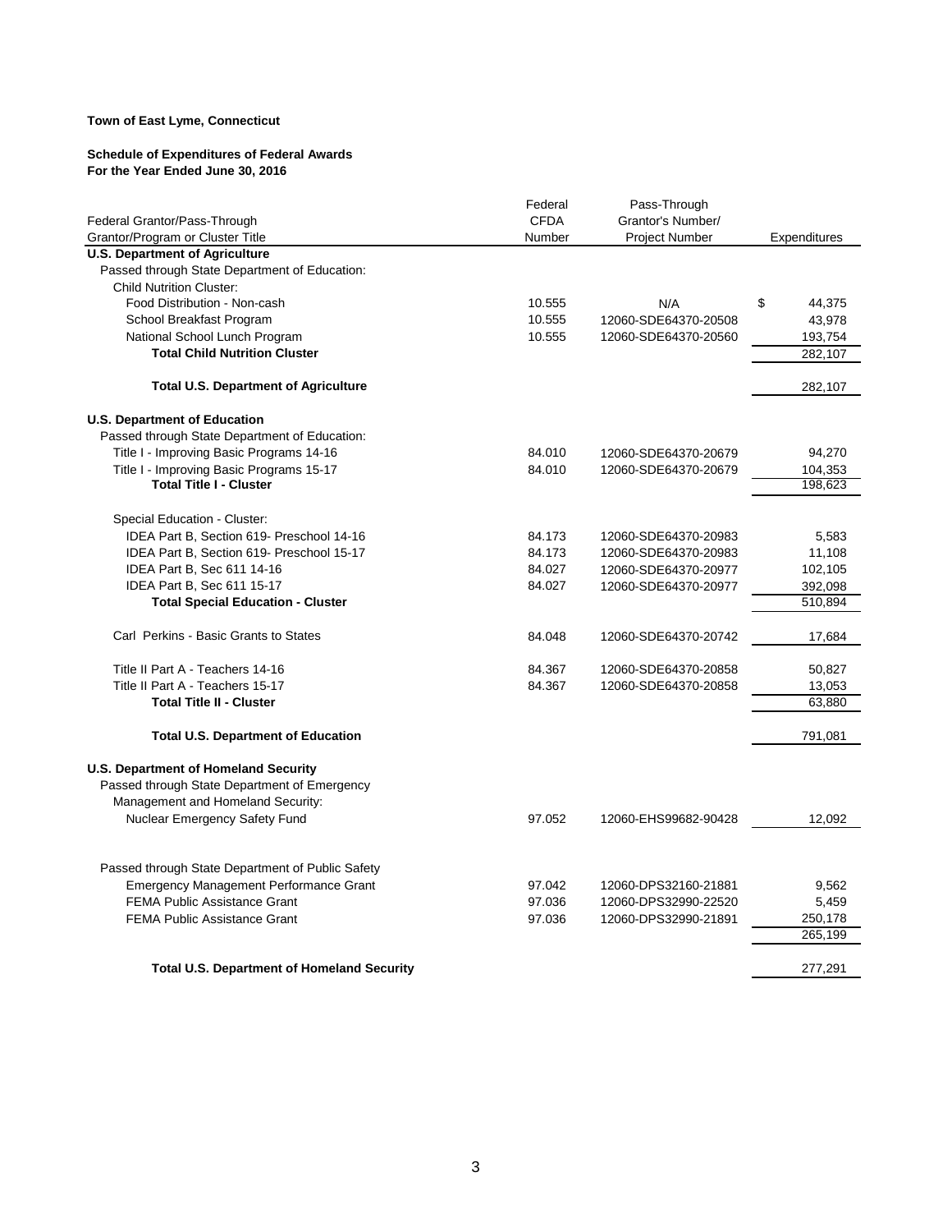**Town of East Lyme, Connecticut**

**Schedule of Expenditures of Federal Awards**
**For the Year Ended June 30, 2016**

| Federal Grantor/Pass-Through Grantor/Program or Cluster Title | Federal CFDA Number | Pass-Through Grantor's Number/ Project Number | Expenditures |
|---|---|---|---|
| **U.S. Department of Agriculture** | | | |
| Passed through State Department of Education: | | | |
| Child Nutrition Cluster: | | | |
| Food Distribution - Non-cash | 10.555 | N/A | $ 44,375 |
| School Breakfast Program | 10.555 | 12060-SDE64370-20508 | 43,978 |
| National School Lunch Program | 10.555 | 12060-SDE64370-20560 | 193,754 |
| **Total Child Nutrition Cluster** | | | 282,107 |
| **Total U.S. Department of Agriculture** | | | 282,107 |
| **U.S. Department of Education** | | | |
| Passed through State Department of Education: | | | |
| Title I - Improving Basic Programs 14-16 | 84.010 | 12060-SDE64370-20679 | 94,270 |
| Title I - Improving Basic Programs 15-17 | 84.010 | 12060-SDE64370-20679 | 104,353 |
| **Total Title I - Cluster** | | | 198,623 |
| Special Education - Cluster: | | | |
| IDEA Part B, Section 619- Preschool 14-16 | 84.173 | 12060-SDE64370-20983 | 5,583 |
| IDEA Part B, Section 619- Preschool 15-17 | 84.173 | 12060-SDE64370-20983 | 11,108 |
| IDEA Part B, Sec 611 14-16 | 84.027 | 12060-SDE64370-20977 | 102,105 |
| IDEA Part B, Sec 611 15-17 | 84.027 | 12060-SDE64370-20977 | 392,098 |
| **Total Special Education - Cluster** | | | 510,894 |
| Carl Perkins - Basic Grants to States | 84.048 | 12060-SDE64370-20742 | 17,684 |
| Title II Part A - Teachers 14-16 | 84.367 | 12060-SDE64370-20858 | 50,827 |
| Title II Part A - Teachers 15-17 | 84.367 | 12060-SDE64370-20858 | 13,053 |
| **Total Title II - Cluster** | | | 63,880 |
| **Total U.S. Department of Education** | | | 791,081 |
| **U.S. Department of Homeland Security** | | | |
| Passed through State Department of Emergency Management and Homeland Security: | | | |
| Nuclear Emergency Safety Fund | 97.052 | 12060-EHS99682-90428 | 12,092 |
| Passed through State Department of Public Safety | | | |
| Emergency Management Performance Grant | 97.042 | 12060-DPS32160-21881 | 9,562 |
| FEMA Public Assistance Grant | 97.036 | 12060-DPS32990-22520 | 5,459 |
| FEMA Public Assistance Grant | 97.036 | 12060-DPS32990-21891 | 250,178 |
| | | | 265,199 |
| **Total U.S. Department of Homeland Security** | | | 277,291 |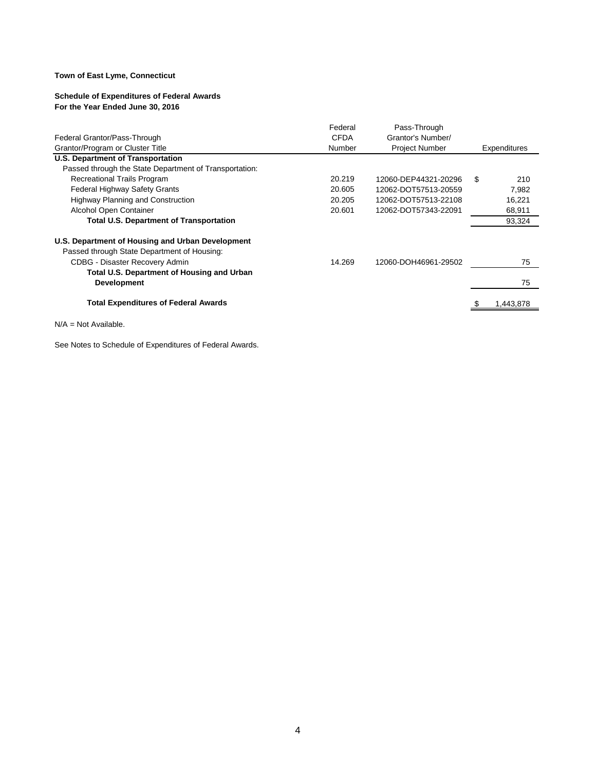**Town of East Lyme, Connecticut**

**Schedule of Expenditures of Federal Awards**
**For the Year Ended June 30, 2016**

| Federal Grantor/Pass-Through Grantor/Program or Cluster Title | Federal CFDA Number | Pass-Through Grantor's Number/ Project Number | Expenditures |
|---|---|---|---|
| **U.S. Department of Transportation** | | | |
| Passed through the State Department of Transportation: | | | |
| Recreational Trails Program | 20.219 | 12060-DEP44321-20296 | $ 210 |
| Federal Highway Safety Grants | 20.605 | 12062-DOT57513-20559 | 7,982 |
| Highway Planning and Construction | 20.205 | 12062-DOT57513-22108 | 16,221 |
| Alcohol Open Container | 20.601 | 12062-DOT57343-22091 | 68,911 |
| **Total U.S. Department of Transportation** | | | 93,324 |
| | | | |
| **U.S. Department of Housing and Urban Development** | | | |
| Passed through State Department of Housing: | | | |
| CDBG - Disaster Recovery Admin | 14.269 | 12060-DOH46961-29502 | 75 |
| **Total U.S. Department of Housing and Urban Development** | | | 75 |
| | | | |
| **Total Expenditures of Federal Awards** | | | $ 1,443,878 |

N/A = Not Available.

See Notes to Schedule of Expenditures of Federal Awards.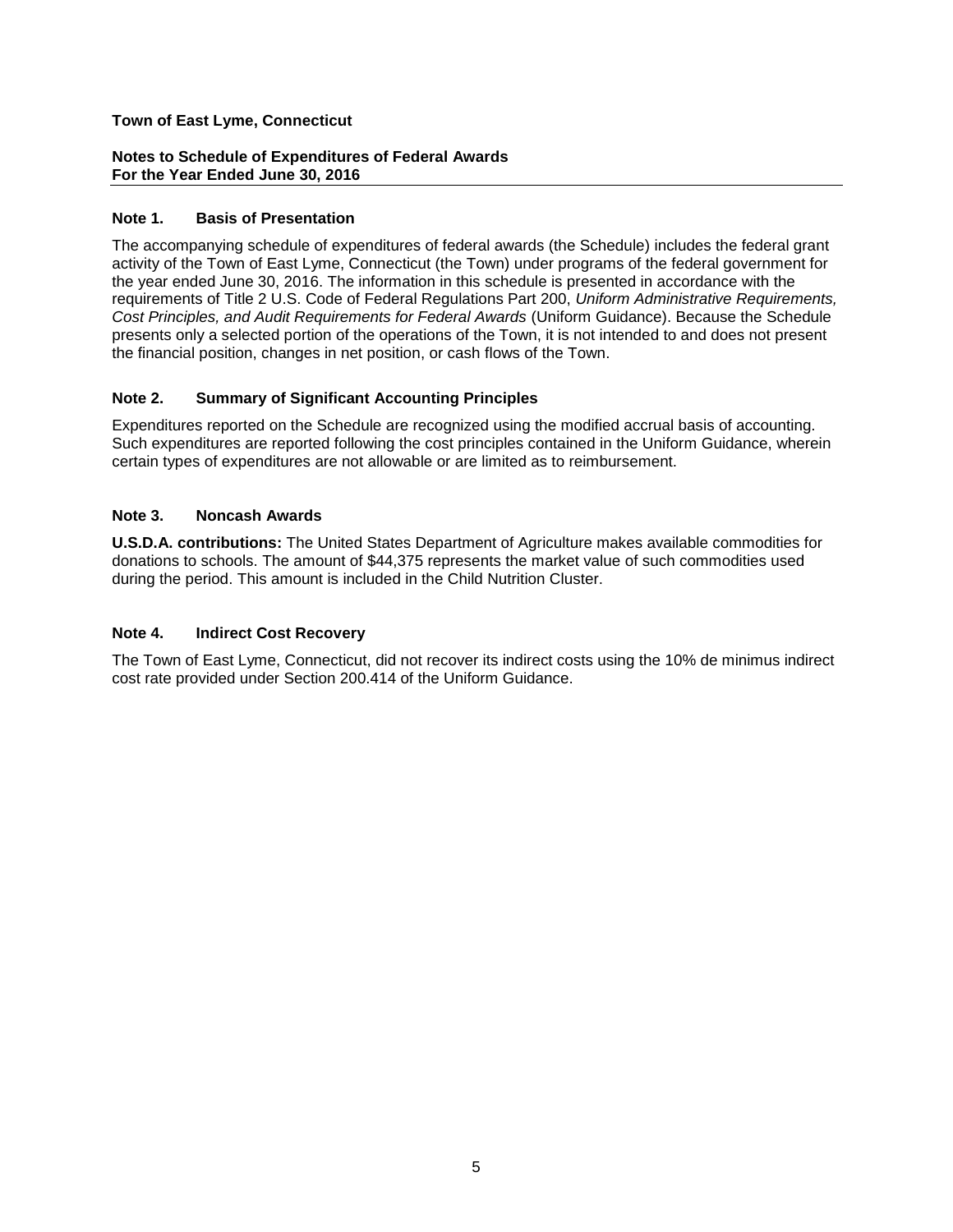**Town of East Lyme, Connecticut**

**Notes to Schedule of Expenditures of Federal Awards**
**For the Year Ended June 30, 2016**

## Note 1. Basis of Presentation

The accompanying schedule of expenditures of federal awards (the Schedule) includes the federal grant activity of the Town of East Lyme, Connecticut (the Town) under programs of the federal government for the year ended June 30, 2016. The information in this schedule is presented in accordance with the requirements of Title 2 U.S. Code of Federal Regulations Part 200, *Uniform Administrative Requirements, Cost Principles, and Audit Requirements for Federal Awards* (Uniform Guidance). Because the Schedule presents only a selected portion of the operations of the Town, it is not intended to and does not present the financial position, changes in net position, or cash flows of the Town.

## Note 2. Summary of Significant Accounting Principles

Expenditures reported on the Schedule are recognized using the modified accrual basis of accounting. Such expenditures are reported following the cost principles contained in the Uniform Guidance, wherein certain types of expenditures are not allowable or are limited as to reimbursement.

## Note 3. Noncash Awards

**U.S.D.A. contributions:** The United States Department of Agriculture makes available commodities for donations to schools. The amount of $44,375 represents the market value of such commodities used during the period. This amount is included in the Child Nutrition Cluster.

## Note 4. Indirect Cost Recovery

The Town of East Lyme, Connecticut, did not recover its indirect costs using the 10% de minimus indirect cost rate provided under Section 200.414 of the Uniform Guidance.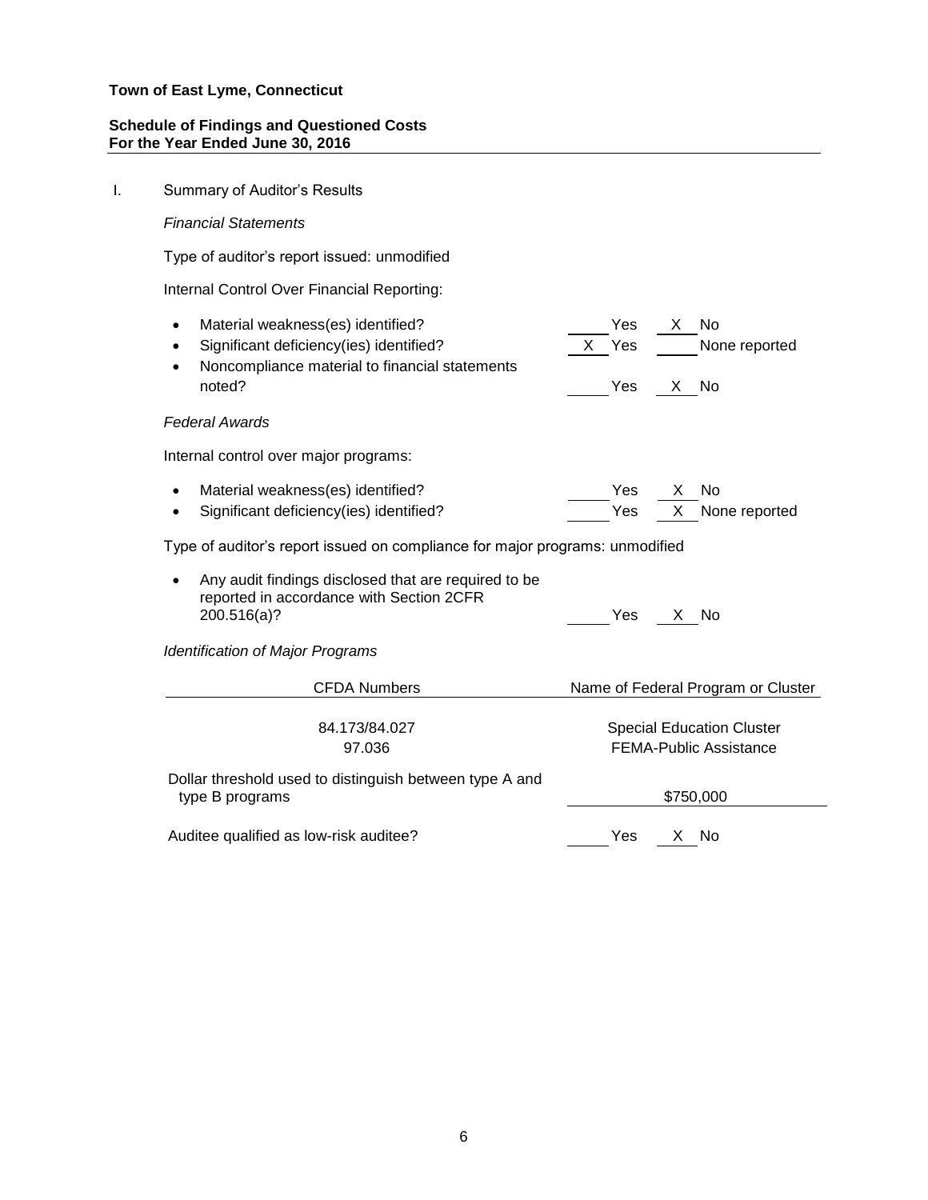**Town of East Lyme, Connecticut**

**Schedule of Findings and Questioned Costs**
**For the Year Ended June 30, 2016**

I. Summary of Auditor's Results

*Financial Statements*

Type of auditor's report issued: unmodified

Internal Control Over Financial Reporting:

- Material weakness(es) identified? ____ Yes __X__ No
- Significant deficiency(ies) identified? __X__ Yes ____ None reported
- Noncompliance material to financial statements noted? ____ Yes __X__ No

*Federal Awards*

Internal control over major programs:

- Material weakness(es) identified? ____ Yes __X__ No
- Significant deficiency(ies) identified? ____ Yes __X__ None reported

Type of auditor's report issued on compliance for major programs: unmodified

- Any audit findings disclosed that are required to be reported in accordance with Section 2CFR 200.516(a)? ____ Yes __X__ No

*Identification of Major Programs*

| CFDA Numbers | Name of Federal Program or Cluster |
|---|---|
| 84.173/84.027 | Special Education Cluster |
| 97.036 | FEMA-Public Assistance |

Dollar threshold used to distinguish between type A and type B programs: $750,000

Auditee qualified as low-risk auditee? ____ Yes __X__ No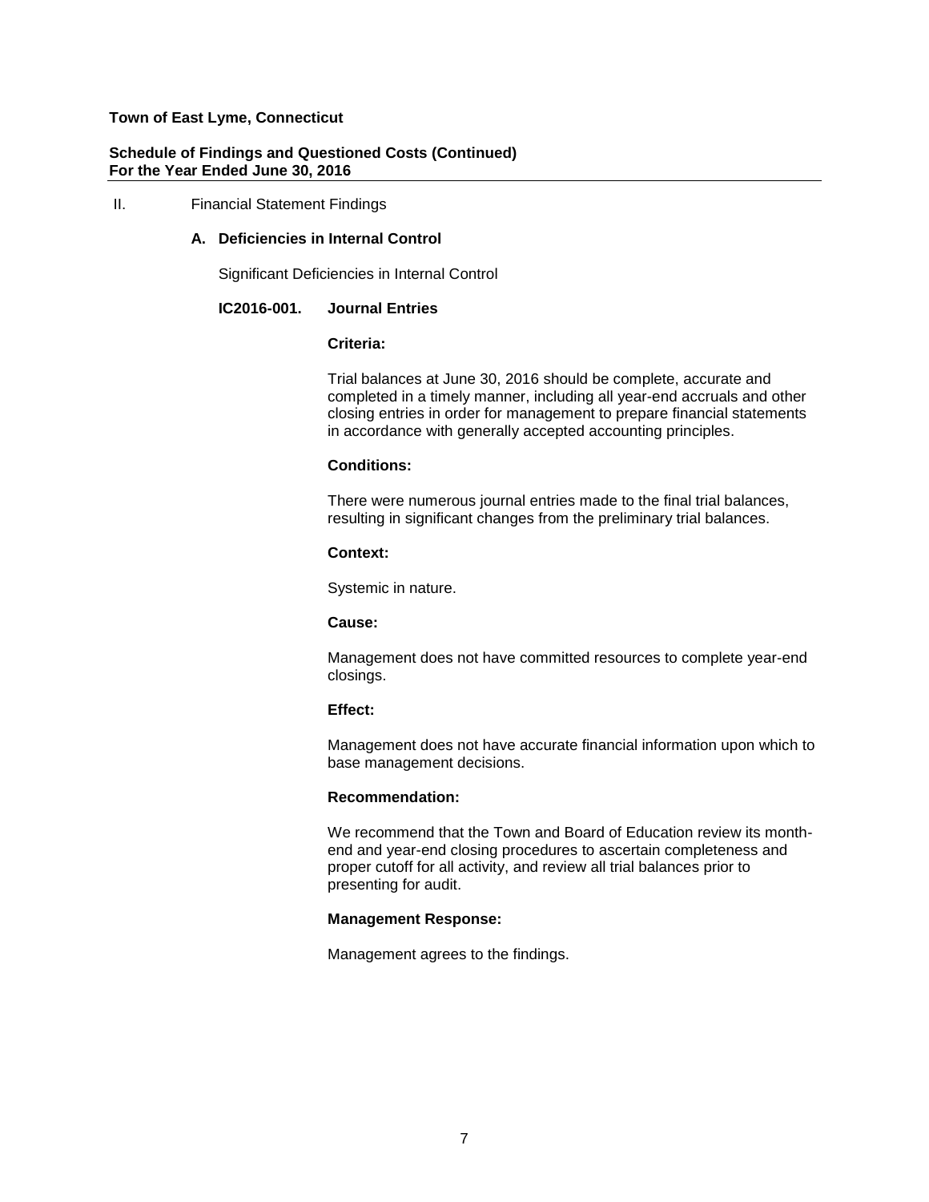**Town of East Lyme, Connecticut**

**Schedule of Findings and Questioned Costs (Continued)**
**For the Year Ended June 30, 2016**

II. Financial Statement Findings

### A. Deficiencies in Internal Control

Significant Deficiencies in Internal Control

**IC2016-001. Journal Entries**

**Criteria:**

Trial balances at June 30, 2016 should be complete, accurate and completed in a timely manner, including all year-end accruals and other closing entries in order for management to prepare financial statements in accordance with generally accepted accounting principles.

**Conditions:**

There were numerous journal entries made to the final trial balances, resulting in significant changes from the preliminary trial balances.

**Context:**

Systemic in nature.

**Cause:**

Management does not have committed resources to complete year-end closings.

**Effect:**

Management does not have accurate financial information upon which to base management decisions.

**Recommendation:**

We recommend that the Town and Board of Education review its month-end and year-end closing procedures to ascertain completeness and proper cutoff for all activity, and review all trial balances prior to presenting for audit.

**Management Response:**

Management agrees to the findings.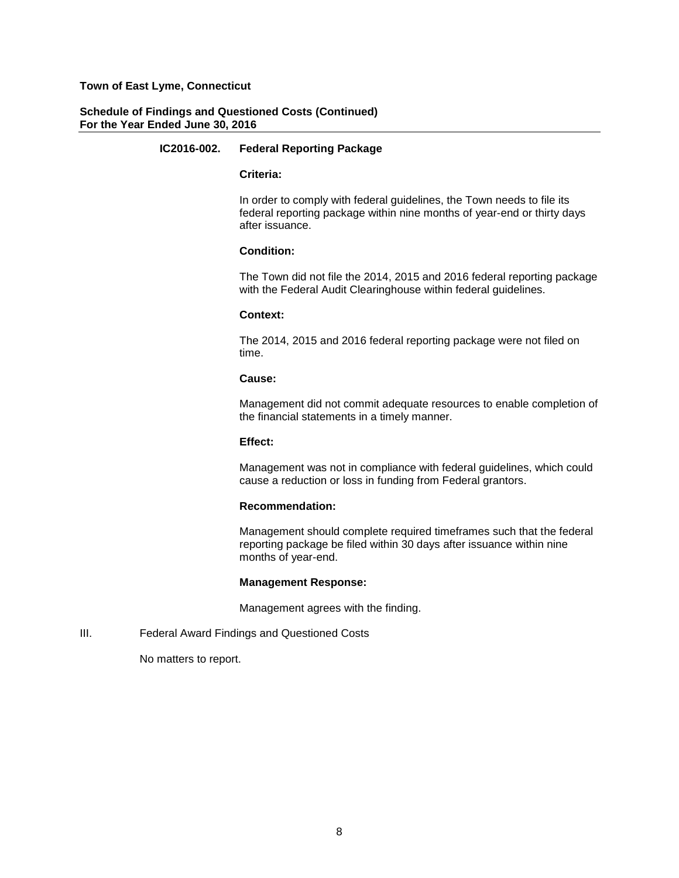**Town of East Lyme, Connecticut**

**Schedule of Findings and Questioned Costs (Continued)**
**For the Year Ended June 30, 2016**

**IC2016-002. Federal Reporting Package**

**Criteria:**

In order to comply with federal guidelines, the Town needs to file its federal reporting package within nine months of year-end or thirty days after issuance.

**Condition:**

The Town did not file the 2014, 2015 and 2016 federal reporting package with the Federal Audit Clearinghouse within federal guidelines.

**Context:**

The 2014, 2015 and 2016 federal reporting package were not filed on time.

**Cause:**

Management did not commit adequate resources to enable completion of the financial statements in a timely manner.

**Effect:**

Management was not in compliance with federal guidelines, which could cause a reduction or loss in funding from Federal grantors.

**Recommendation:**

Management should complete required timeframes such that the federal reporting package be filed within 30 days after issuance within nine months of year-end.

**Management Response:**

Management agrees with the finding.

III. Federal Award Findings and Questioned Costs

No matters to report.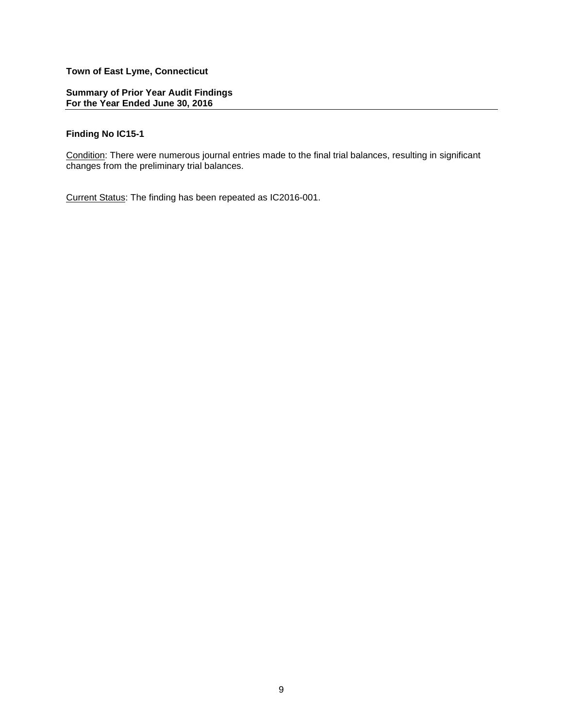**Town of East Lyme, Connecticut**

**Summary of Prior Year Audit Findings**
**For the Year Ended June 30, 2016**

## Finding No IC15-1

Condition: There were numerous journal entries made to the final trial balances, resulting in significant changes from the preliminary trial balances.

Current Status: The finding has been repeated as IC2016-001.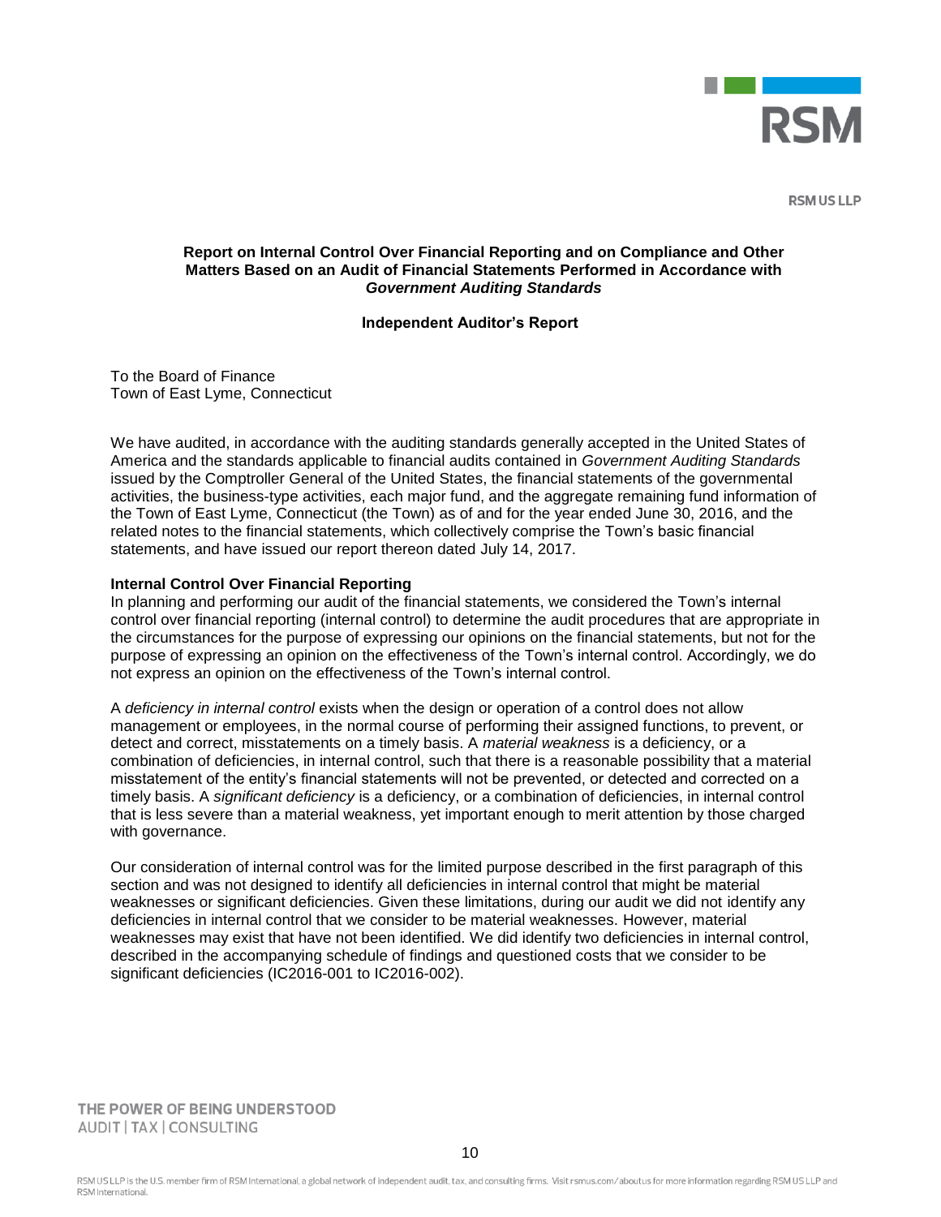RSM US LLP

**Report on Internal Control Over Financial Reporting and on Compliance and Other Matters Based on an Audit of Financial Statements Performed in Accordance with *Government Auditing Standards***

**Independent Auditor's Report**

To the Board of Finance
Town of East Lyme, Connecticut

We have audited, in accordance with the auditing standards generally accepted in the United States of America and the standards applicable to financial audits contained in *Government Auditing Standards* issued by the Comptroller General of the United States, the financial statements of the governmental activities, the business-type activities, each major fund, and the aggregate remaining fund information of the Town of East Lyme, Connecticut (the Town) as of and for the year ended June 30, 2016, and the related notes to the financial statements, which collectively comprise the Town's basic financial statements, and have issued our report thereon dated July 14, 2017.

**Internal Control Over Financial Reporting**

In planning and performing our audit of the financial statements, we considered the Town's internal control over financial reporting (internal control) to determine the audit procedures that are appropriate in the circumstances for the purpose of expressing our opinions on the financial statements, but not for the purpose of expressing an opinion on the effectiveness of the Town's internal control. Accordingly, we do not express an opinion on the effectiveness of the Town's internal control.

A *deficiency in internal control* exists when the design or operation of a control does not allow management or employees, in the normal course of performing their assigned functions, to prevent, or detect and correct, misstatements on a timely basis. A *material weakness* is a deficiency, or a combination of deficiencies, in internal control, such that there is a reasonable possibility that a material misstatement of the entity's financial statements will not be prevented, or detected and corrected on a timely basis. A *significant deficiency* is a deficiency, or a combination of deficiencies, in internal control that is less severe than a material weakness, yet important enough to merit attention by those charged with governance.

Our consideration of internal control was for the limited purpose described in the first paragraph of this section and was not designed to identify all deficiencies in internal control that might be material weaknesses or significant deficiencies. Given these limitations, during our audit we did not identify any deficiencies in internal control that we consider to be material weaknesses. However, material weaknesses may exist that have not been identified. We did identify two deficiencies in internal control, described in the accompanying schedule of findings and questioned costs that we consider to be significant deficiencies (IC2016-001 to IC2016-002).

THE POWER OF BEING UNDERSTOOD
AUDIT | TAX | CONSULTING

RSM US LLP is the U.S. member firm of RSM International, a global network of independent audit, tax, and consulting firms. Visit rsmus.com/aboutus for more information regarding RSM US LLP and RSM International.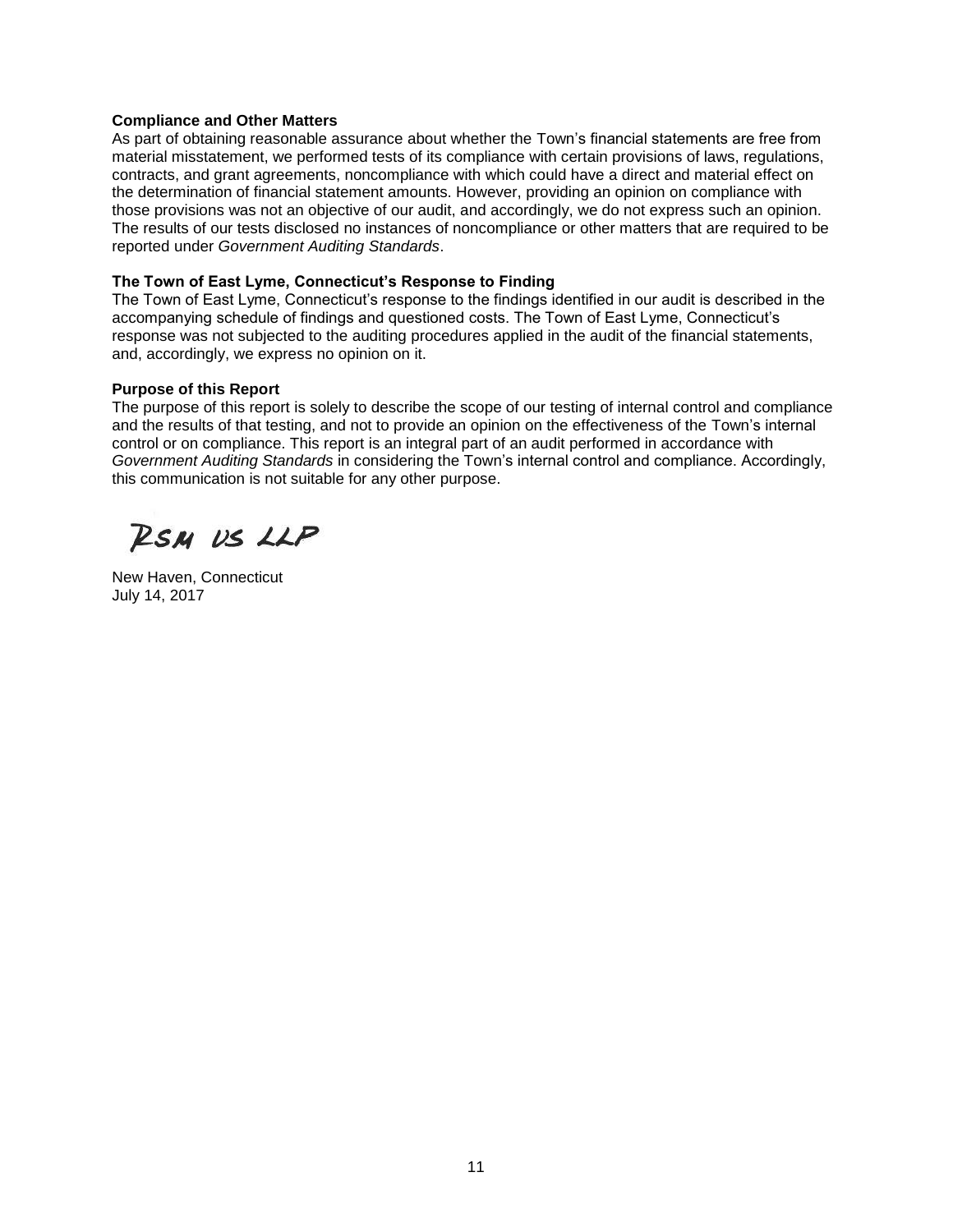**Compliance and Other Matters**

As part of obtaining reasonable assurance about whether the Town's financial statements are free from material misstatement, we performed tests of its compliance with certain provisions of laws, regulations, contracts, and grant agreements, noncompliance with which could have a direct and material effect on the determination of financial statement amounts. However, providing an opinion on compliance with those provisions was not an objective of our audit, and accordingly, we do not express such an opinion. The results of our tests disclosed no instances of noncompliance or other matters that are required to be reported under *Government Auditing Standards*.

**The Town of East Lyme, Connecticut's Response to Finding**

The Town of East Lyme, Connecticut's response to the findings identified in our audit is described in the accompanying schedule of findings and questioned costs. The Town of East Lyme, Connecticut's response was not subjected to the auditing procedures applied in the audit of the financial statements, and, accordingly, we express no opinion on it.

**Purpose of this Report**

The purpose of this report is solely to describe the scope of our testing of internal control and compliance and the results of that testing, and not to provide an opinion on the effectiveness of the Town's internal control or on compliance. This report is an integral part of an audit performed in accordance with *Government Auditing Standards* in considering the Town's internal control and compliance. Accordingly, this communication is not suitable for any other purpose.

RSM US LLP

New Haven, Connecticut
July 14, 2017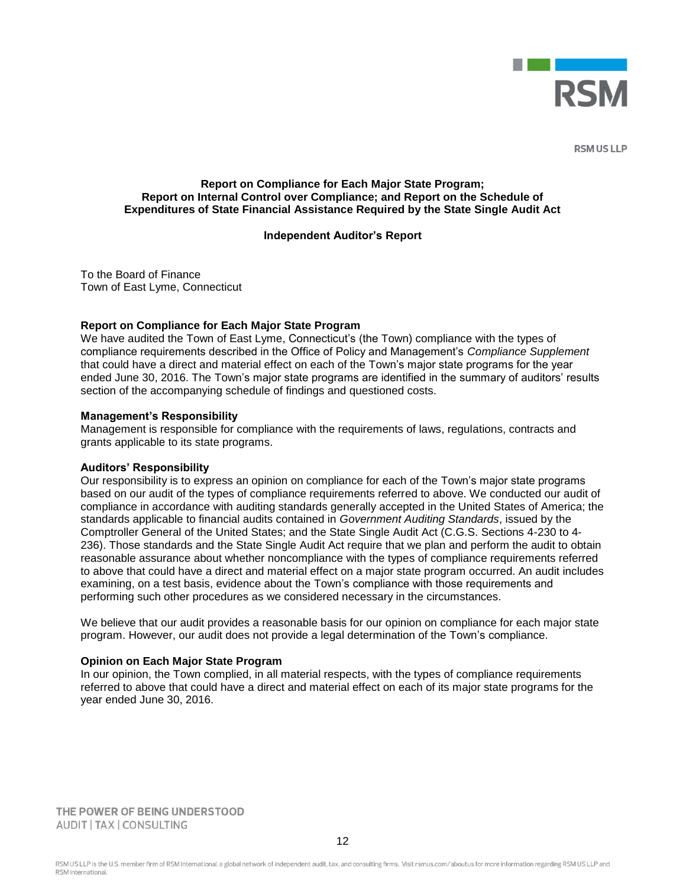RSM US LLP

**Report on Compliance for Each Major State Program;**
**Report on Internal Control over Compliance; and Report on the Schedule of**
**Expenditures of State Financial Assistance Required by the State Single Audit Act**

**Independent Auditor's Report**

To the Board of Finance
Town of East Lyme, Connecticut

**Report on Compliance for Each Major State Program**

We have audited the Town of East Lyme, Connecticut's (the Town) compliance with the types of compliance requirements described in the Office of Policy and Management's *Compliance Supplement* that could have a direct and material effect on each of the Town's major state programs for the year ended June 30, 2016. The Town's major state programs are identified in the summary of auditors' results section of the accompanying schedule of findings and questioned costs.

**Management's Responsibility**

Management is responsible for compliance with the requirements of laws, regulations, contracts and grants applicable to its state programs.

**Auditors' Responsibility**

Our responsibility is to express an opinion on compliance for each of the Town's major state programs based on our audit of the types of compliance requirements referred to above. We conducted our audit of compliance in accordance with auditing standards generally accepted in the United States of America; the standards applicable to financial audits contained in *Government Auditing Standards*, issued by the Comptroller General of the United States; and the State Single Audit Act (C.G.S. Sections 4-230 to 4-236). Those standards and the State Single Audit Act require that we plan and perform the audit to obtain reasonable assurance about whether noncompliance with the types of compliance requirements referred to above that could have a direct and material effect on a major state program occurred. An audit includes examining, on a test basis, evidence about the Town's compliance with those requirements and performing such other procedures as we considered necessary in the circumstances.

We believe that our audit provides a reasonable basis for our opinion on compliance for each major state program. However, our audit does not provide a legal determination of the Town's compliance.

**Opinion on Each Major State Program**

In our opinion, the Town complied, in all material respects, with the types of compliance requirements referred to above that could have a direct and material effect on each of its major state programs for the year ended June 30, 2016.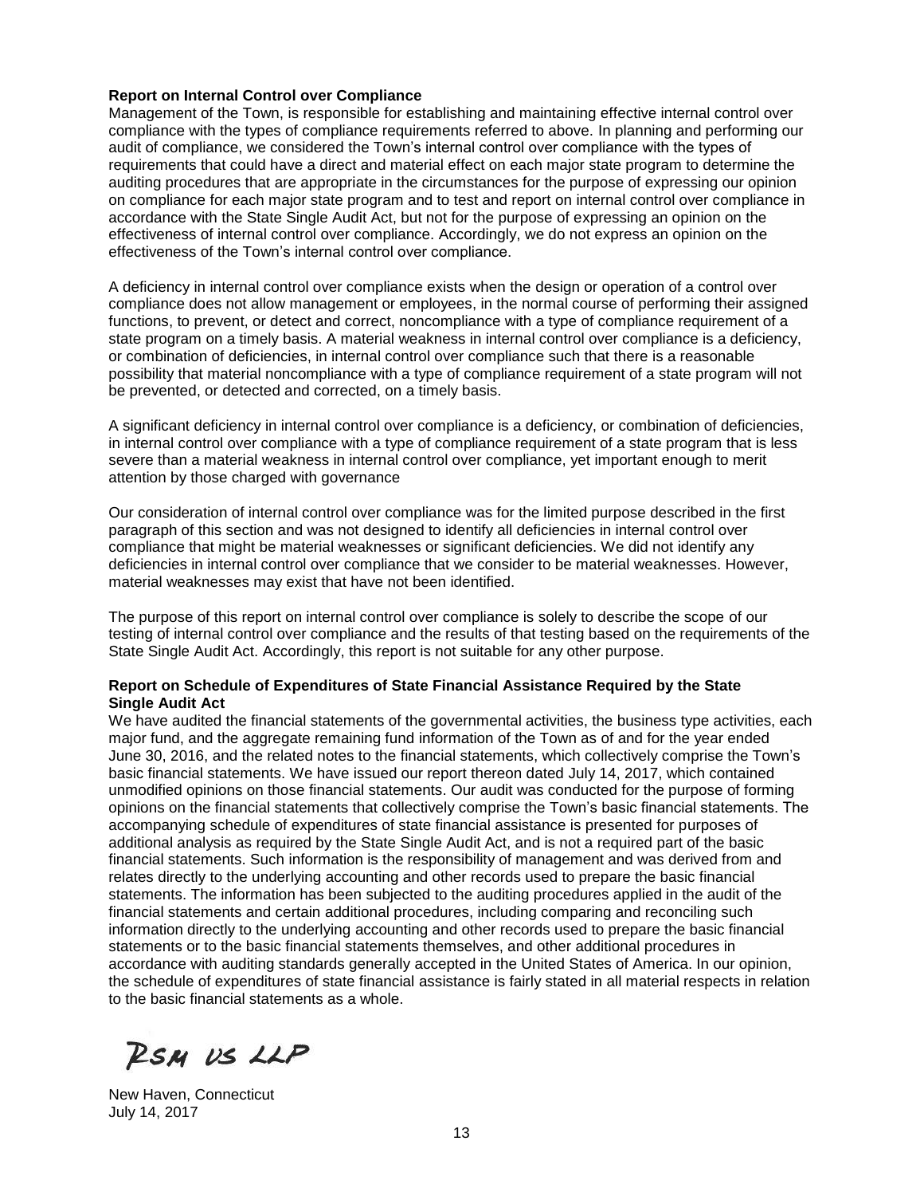**Report on Internal Control over Compliance**

Management of the Town, is responsible for establishing and maintaining effective internal control over compliance with the types of compliance requirements referred to above. In planning and performing our audit of compliance, we considered the Town's internal control over compliance with the types of requirements that could have a direct and material effect on each major state program to determine the auditing procedures that are appropriate in the circumstances for the purpose of expressing our opinion on compliance for each major state program and to test and report on internal control over compliance in accordance with the State Single Audit Act, but not for the purpose of expressing an opinion on the effectiveness of internal control over compliance. Accordingly, we do not express an opinion on the effectiveness of the Town's internal control over compliance.

A deficiency in internal control over compliance exists when the design or operation of a control over compliance does not allow management or employees, in the normal course of performing their assigned functions, to prevent, or detect and correct, noncompliance with a type of compliance requirement of a state program on a timely basis. A material weakness in internal control over compliance is a deficiency, or combination of deficiencies, in internal control over compliance such that there is a reasonable possibility that material noncompliance with a type of compliance requirement of a state program will not be prevented, or detected and corrected, on a timely basis.

A significant deficiency in internal control over compliance is a deficiency, or combination of deficiencies, in internal control over compliance with a type of compliance requirement of a state program that is less severe than a material weakness in internal control over compliance, yet important enough to merit attention by those charged with governance

Our consideration of internal control over compliance was for the limited purpose described in the first paragraph of this section and was not designed to identify all deficiencies in internal control over compliance that might be material weaknesses or significant deficiencies. We did not identify any deficiencies in internal control over compliance that we consider to be material weaknesses. However, material weaknesses may exist that have not been identified.

The purpose of this report on internal control over compliance is solely to describe the scope of our testing of internal control over compliance and the results of that testing based on the requirements of the State Single Audit Act. Accordingly, this report is not suitable for any other purpose.

**Report on Schedule of Expenditures of State Financial Assistance Required by the State Single Audit Act**

We have audited the financial statements of the governmental activities, the business type activities, each major fund, and the aggregate remaining fund information of the Town as of and for the year ended June 30, 2016, and the related notes to the financial statements, which collectively comprise the Town's basic financial statements. We have issued our report thereon dated July 14, 2017, which contained unmodified opinions on those financial statements. Our audit was conducted for the purpose of forming opinions on the financial statements that collectively comprise the Town's basic financial statements. The accompanying schedule of expenditures of state financial assistance is presented for purposes of additional analysis as required by the State Single Audit Act, and is not a required part of the basic financial statements. Such information is the responsibility of management and was derived from and relates directly to the underlying accounting and other records used to prepare the basic financial statements. The information has been subjected to the auditing procedures applied in the audit of the financial statements and certain additional procedures, including comparing and reconciling such information directly to the underlying accounting and other records used to prepare the basic financial statements or to the basic financial statements themselves, and other additional procedures in accordance with auditing standards generally accepted in the United States of America. In our opinion, the schedule of expenditures of state financial assistance is fairly stated in all material respects in relation to the basic financial statements as a whole.

RSM US LLP

New Haven, Connecticut
July 14, 2017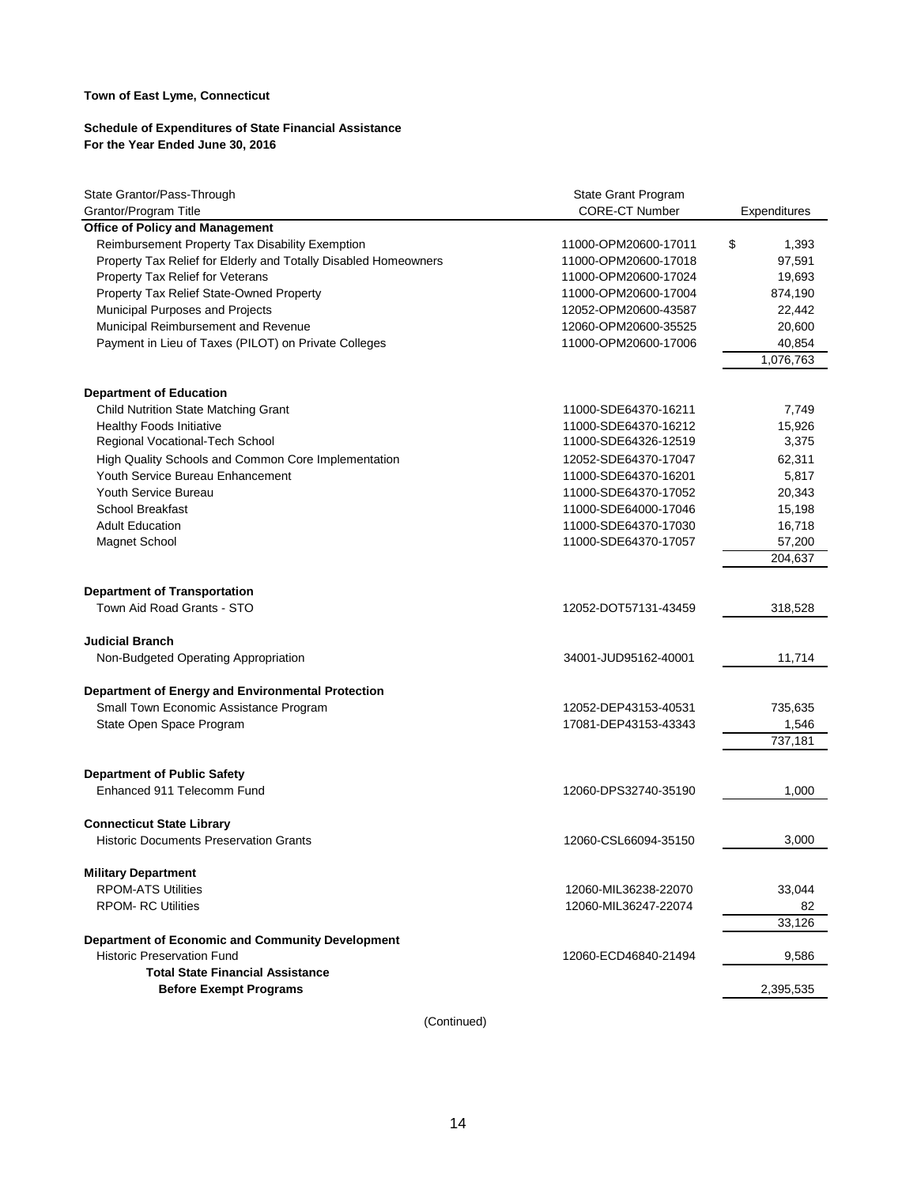**Town of East Lyme, Connecticut**

**Schedule of Expenditures of State Financial Assistance**
**For the Year Ended June 30, 2016**

| State Grantor/Pass-Through Grantor/Program Title | State Grant Program CORE-CT Number | Expenditures |
|---|---|---|
| **Office of Policy and Management** | | |
| Reimbursement Property Tax Disability Exemption | 11000-OPM20600-17011 | $ 1,393 |
| Property Tax Relief for Elderly and Totally Disabled Homeowners | 11000-OPM20600-17018 | 97,591 |
| Property Tax Relief for Veterans | 11000-OPM20600-17024 | 19,693 |
| Property Tax Relief State-Owned Property | 11000-OPM20600-17004 | 874,190 |
| Municipal Purposes and Projects | 12052-OPM20600-43587 | 22,442 |
| Municipal Reimbursement and Revenue | 12060-OPM20600-35525 | 20,600 |
| Payment in Lieu of Taxes (PILOT) on Private Colleges | 11000-OPM20600-17006 | 40,854 |
| | | 1,076,763 |
| **Department of Education** | | |
| Child Nutrition State Matching Grant | 11000-SDE64370-16211 | 7,749 |
| Healthy Foods Initiative | 11000-SDE64370-16212 | 15,926 |
| Regional Vocational-Tech School | 11000-SDE64326-12519 | 3,375 |
| High Quality Schools and Common Core Implementation | 12052-SDE64370-17047 | 62,311 |
| Youth Service Bureau Enhancement | 11000-SDE64370-16201 | 5,817 |
| Youth Service Bureau | 11000-SDE64370-17052 | 20,343 |
| School Breakfast | 11000-SDE64000-17046 | 15,198 |
| Adult Education | 11000-SDE64370-17030 | 16,718 |
| Magnet School | 11000-SDE64370-17057 | 57,200 |
| | | 204,637 |
| **Department of Transportation** | | |
| Town Aid Road Grants - STO | 12052-DOT57131-43459 | 318,528 |
| **Judicial Branch** | | |
| Non-Budgeted Operating Appropriation | 34001-JUD95162-40001 | 11,714 |
| **Department of Energy and Environmental Protection** | | |
| Small Town Economic Assistance Program | 12052-DEP43153-40531 | 735,635 |
| State Open Space Program | 17081-DEP43153-43343 | 1,546 |
| | | 737,181 |
| **Department of Public Safety** | | |
| Enhanced 911 Telecomm Fund | 12060-DPS32740-35190 | 1,000 |
| **Connecticut State Library** | | |
| Historic Documents Preservation Grants | 12060-CSL66094-35150 | 3,000 |
| **Military Department** | | |
| RPOM-ATS Utilities | 12060-MIL36238-22070 | 33,044 |
| RPOM- RC Utilities | 12060-MIL36247-22074 | 82 |
| | | 33,126 |
| **Department of Economic and Community Development** | | |
| Historic Preservation Fund | 12060-ECD46840-21494 | 9,586 |
| **Total State Financial Assistance Before Exempt Programs** | | 2,395,535 |

(Continued)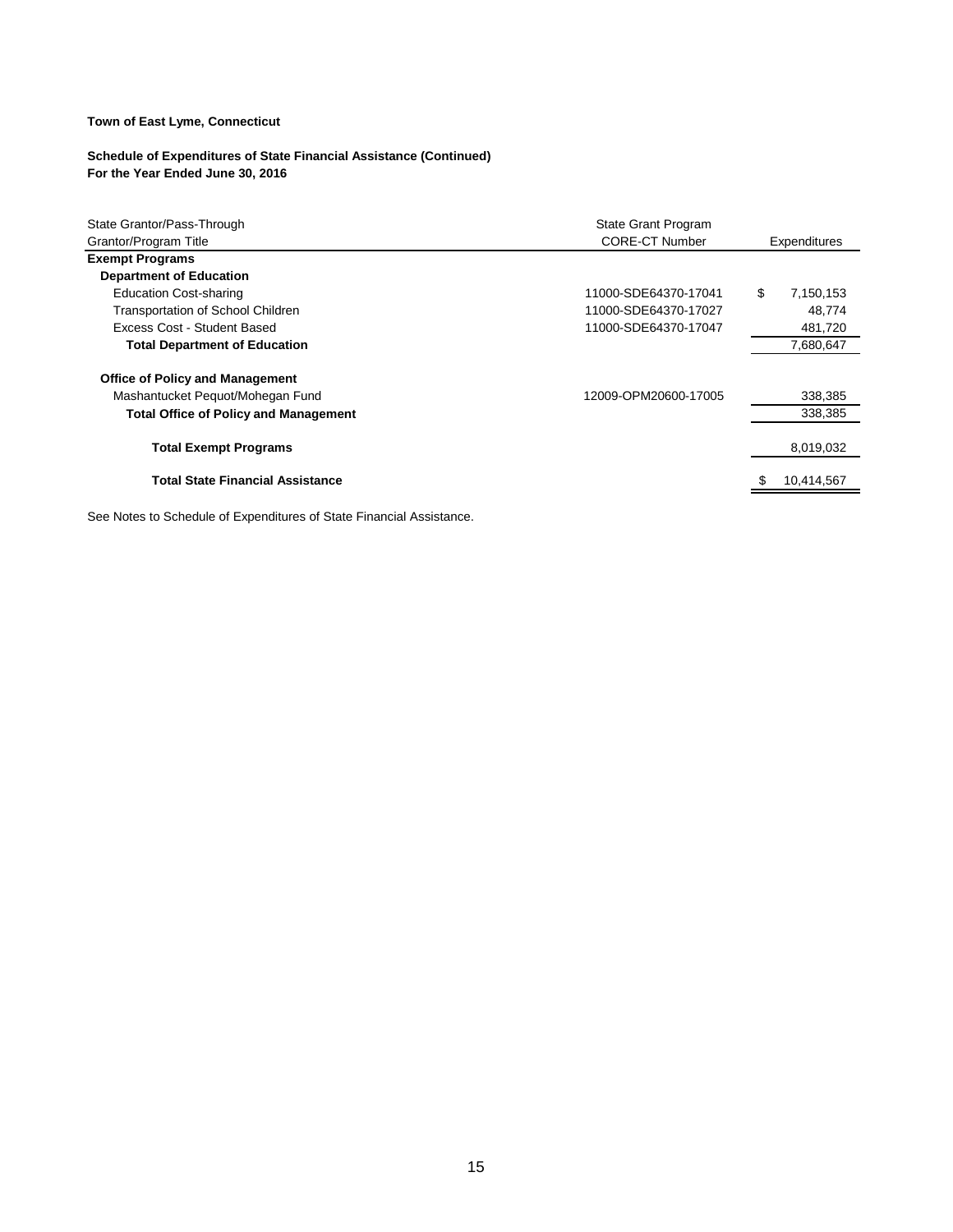**Town of East Lyme, Connecticut**

**Schedule of Expenditures of State Financial Assistance (Continued)**
**For the Year Ended June 30, 2016**

| State Grantor/Pass-Through Grantor/Program Title | State Grant Program CORE-CT Number | Expenditures |
|---|---|---|
| **Exempt Programs** | | |
| **Department of Education** | | |
| Education Cost-sharing | 11000-SDE64370-17041 | $ 7,150,153 |
| Transportation of School Children | 11000-SDE64370-17027 | 48,774 |
| Excess Cost - Student Based | 11000-SDE64370-17047 | 481,720 |
| **Total Department of Education** | | 7,680,647 |
| **Office of Policy and Management** | | |
| Mashantucket Pequot/Mohegan Fund | 12009-OPM20600-17005 | 338,385 |
| **Total Office of Policy and Management** | | 338,385 |
| **Total Exempt Programs** | | 8,019,032 |
| **Total State Financial Assistance** | | $ 10,414,567 |

See Notes to Schedule of Expenditures of State Financial Assistance.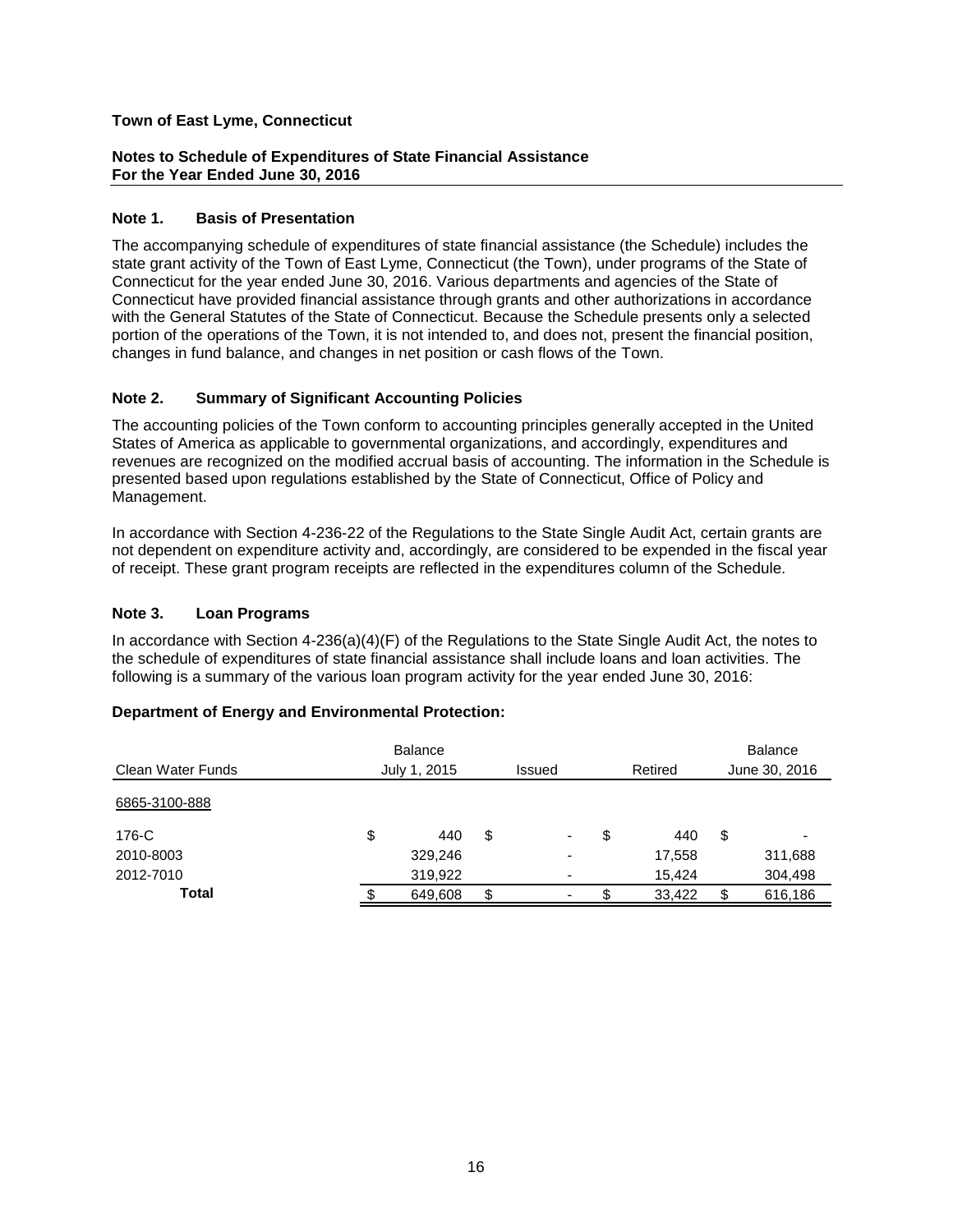**Town of East Lyme, Connecticut**

**Notes to Schedule of Expenditures of State Financial Assistance**
**For the Year Ended June 30, 2016**

## Note 1. Basis of Presentation

The accompanying schedule of expenditures of state financial assistance (the Schedule) includes the state grant activity of the Town of East Lyme, Connecticut (the Town), under programs of the State of Connecticut for the year ended June 30, 2016. Various departments and agencies of the State of Connecticut have provided financial assistance through grants and other authorizations in accordance with the General Statutes of the State of Connecticut. Because the Schedule presents only a selected portion of the operations of the Town, it is not intended to, and does not, present the financial position, changes in fund balance, and changes in net position or cash flows of the Town.

## Note 2. Summary of Significant Accounting Policies

The accounting policies of the Town conform to accounting principles generally accepted in the United States of America as applicable to governmental organizations, and accordingly, expenditures and revenues are recognized on the modified accrual basis of accounting. The information in the Schedule is presented based upon regulations established by the State of Connecticut, Office of Policy and Management.

In accordance with Section 4-236-22 of the Regulations to the State Single Audit Act, certain grants are not dependent on expenditure activity and, accordingly, are considered to be expended in the fiscal year of receipt. These grant program receipts are reflected in the expenditures column of the Schedule.

## Note 3. Loan Programs

In accordance with Section 4-236(a)(4)(F) of the Regulations to the State Single Audit Act, the notes to the schedule of expenditures of state financial assistance shall include loans and loan activities. The following is a summary of the various loan program activity for the year ended June 30, 2016:

**Department of Energy and Environmental Protection:**

| Clean Water Funds | Balance July 1, 2015 | Issued | Retired | Balance June 30, 2016 |
|---|---|---|---|---|
| 6865-3100-888 | | | | |
| 176-C | $ 440 | $ - | $ 440 | $ - |
| 2010-8003 | 329,246 | - | 17,558 | 311,688 |
| 2012-7010 | 319,922 | - | 15,424 | 304,498 |
| **Total** | $ 649,608 | $ - | $ 33,422 | $ 616,186 |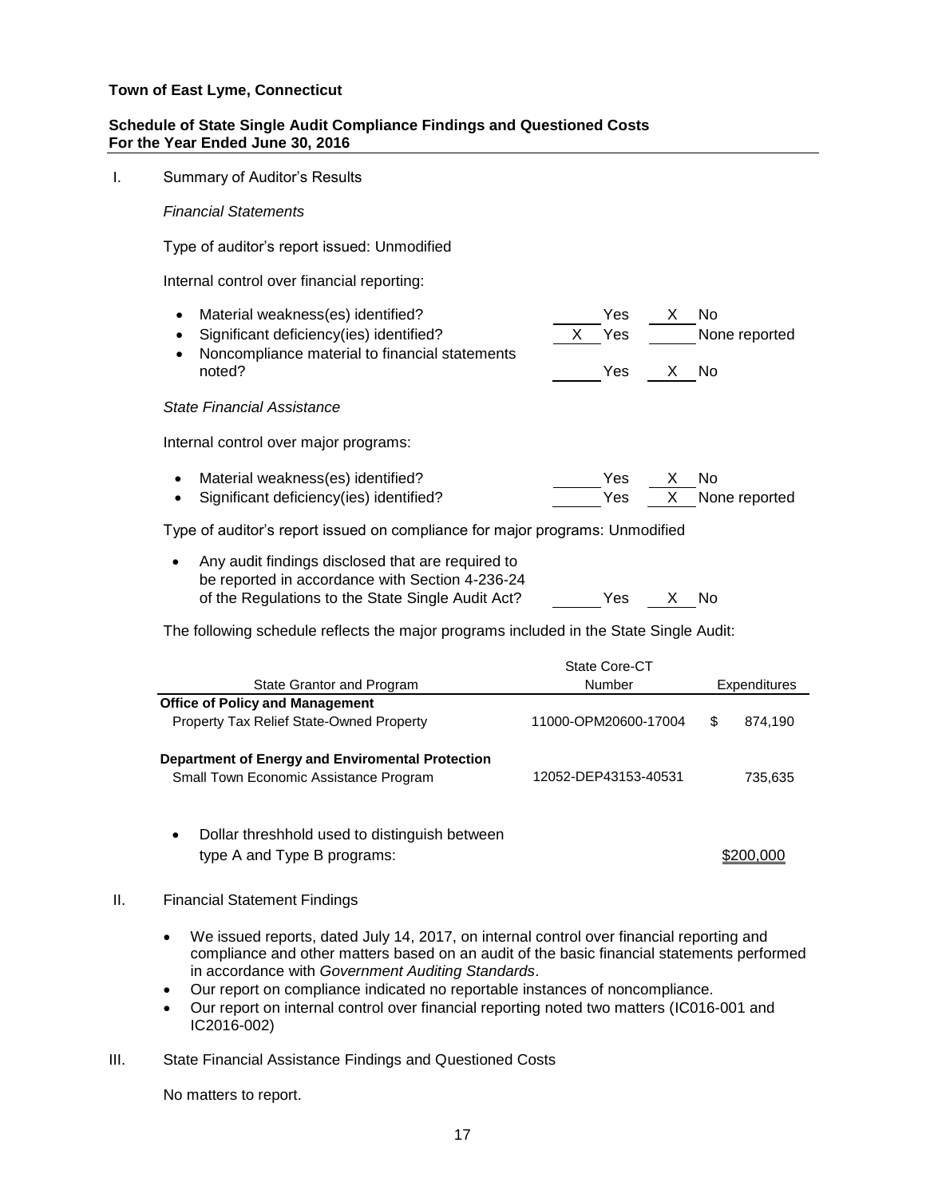**Town of East Lyme, Connecticut**

**Schedule of State Single Audit Compliance Findings and Questioned Costs**
**For the Year Ended June 30, 2016**

I. Summary of Auditor's Results

*Financial Statements*

Type of auditor's report issued: Unmodified

Internal control over financial reporting:

| | | |
|---|---|---|
| • Material weakness(es) identified? | ____ Yes | X No |
| • Significant deficiency(ies) identified? | X Yes | ____ None reported |
| • Noncompliance material to financial statements noted? | ____ Yes | X No |

*State Financial Assistance*

Internal control over major programs:

| | | |
|---|---|---|
| • Material weakness(es) identified? | ____ Yes | X No |
| • Significant deficiency(ies) identified? | ____ Yes | X None reported |

Type of auditor's report issued on compliance for major programs: Unmodified

| | | |
|---|---|---|
| • Any audit findings disclosed that are required to be reported in accordance with Section 4-236-24 of the Regulations to the State Single Audit Act? | ____ Yes | X No |

The following schedule reflects the major programs included in the State Single Audit:

| State Grantor and Program | State Core-CT Number | Expenditures |
|---|---|---|
| **Office of Policy and Management** | | |
| Property Tax Relief State-Owned Property | 11000-OPM20600-17004 | $ 874,190 |
| **Department of Energy and Enviromental Protection** | | |
| Small Town Economic Assistance Program | 12052-DEP43153-40531 | 735,635 |

- Dollar threshhold used to distinguish between type A and Type B programs: $200,000

II. Financial Statement Findings

- We issued reports, dated July 14, 2017, on internal control over financial reporting and compliance and other matters based on an audit of the basic financial statements performed in accordance with *Government Auditing Standards*.
- Our report on compliance indicated no reportable instances of noncompliance.
- Our report on internal control over financial reporting noted two matters (IC016-001 and IC2016-002)

III. State Financial Assistance Findings and Questioned Costs

No matters to report.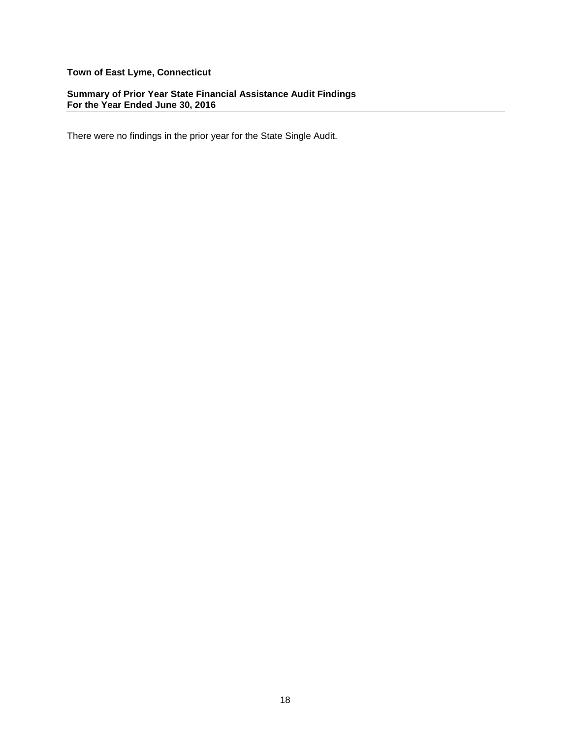**Town of East Lyme, Connecticut**

**Summary of Prior Year State Financial Assistance Audit Findings**
**For the Year Ended June 30, 2016**

There were no findings in the prior year for the State Single Audit.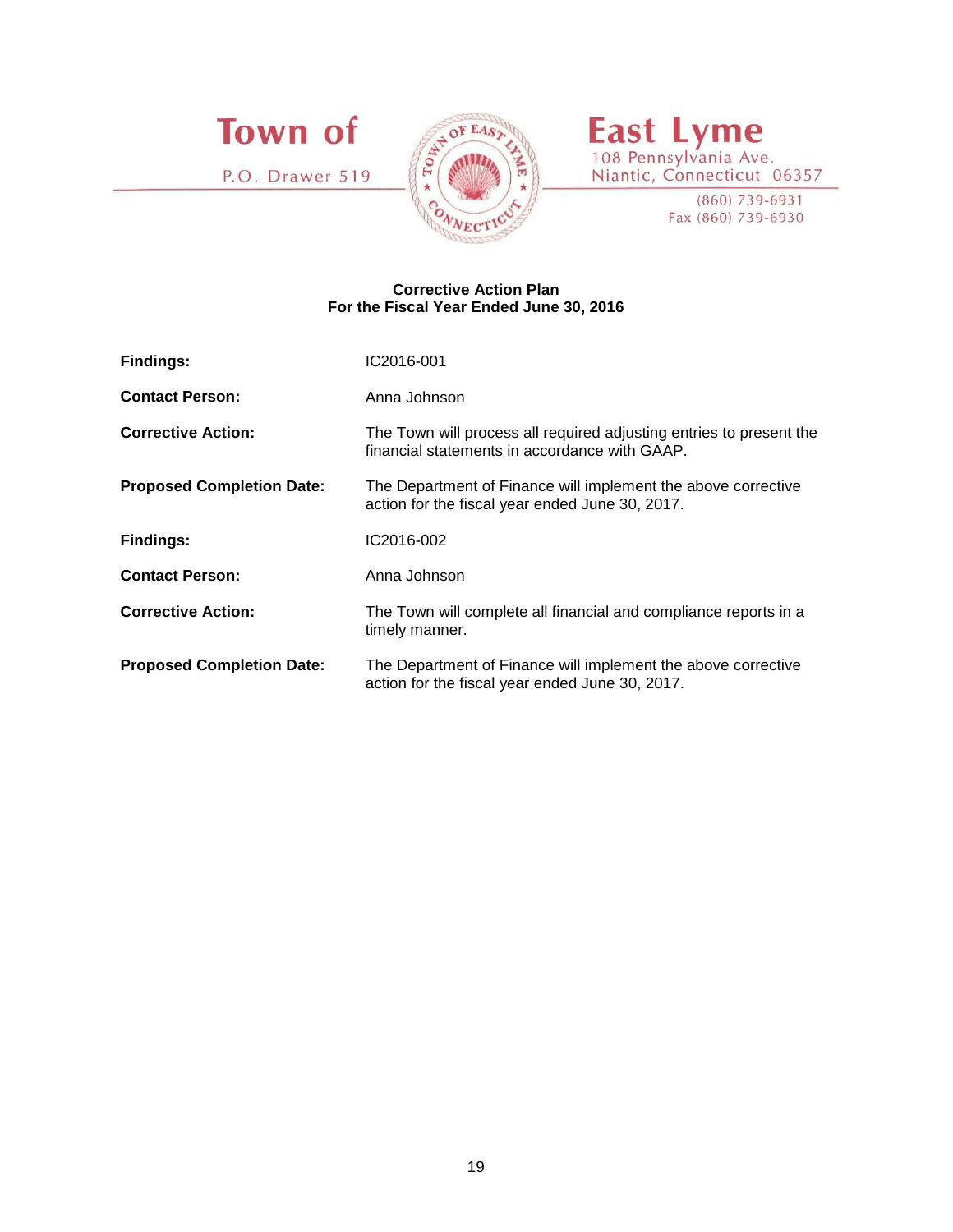Town of East Lyme
P.O. Drawer 519
108 Pennsylvania Ave.
Niantic, Connecticut 06357
(860) 739-6931
Fax (860) 739-6930

**Corrective Action Plan**
**For the Fiscal Year Ended June 30, 2016**

| | |
|---|---|
| **Findings:** | IC2016-001 |
| **Contact Person:** | Anna Johnson |
| **Corrective Action:** | The Town will process all required adjusting entries to present the financial statements in accordance with GAAP. |
| **Proposed Completion Date:** | The Department of Finance will implement the above corrective action for the fiscal year ended June 30, 2017. |
| **Findings:** | IC2016-002 |
| **Contact Person:** | Anna Johnson |
| **Corrective Action:** | The Town will complete all financial and compliance reports in a timely manner. |
| **Proposed Completion Date:** | The Department of Finance will implement the above corrective action for the fiscal year ended June 30, 2017. |